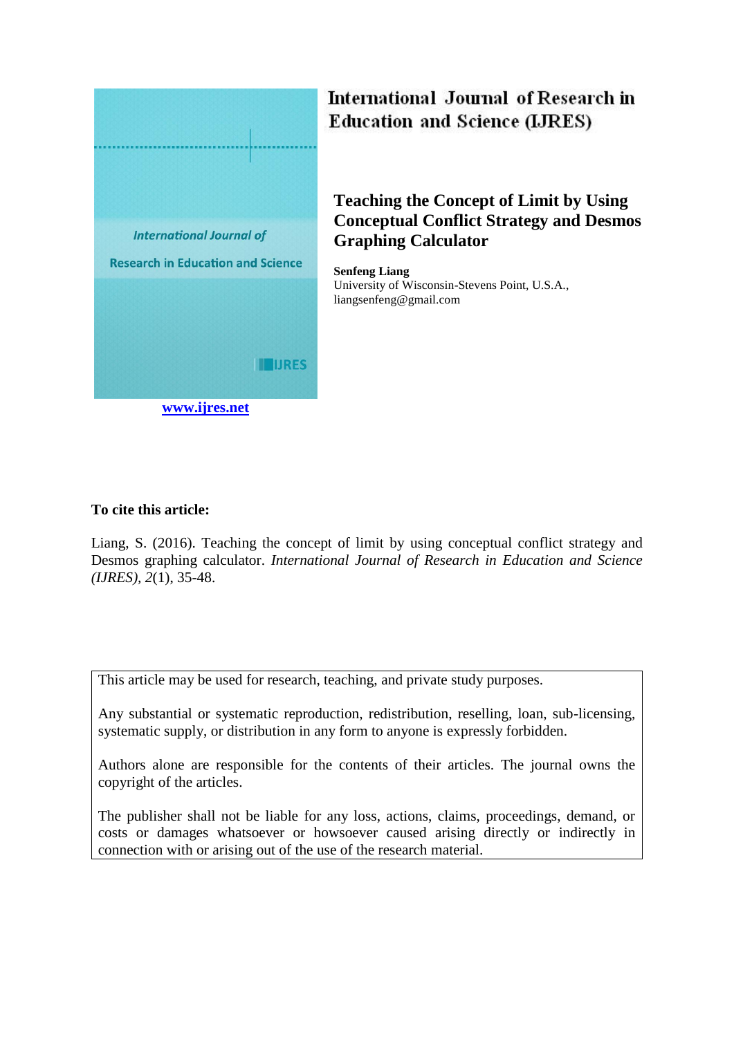International Journal of Research in Education and Science (IJRES)

www.ijres.net

# Teaching the Concept of Limit by Using Conceptual Conflict Strategy and Desmos Graphing Calculator

**Senfeng Liang**
University of Wisconsin-Stevens Point, U.S.A., liangsenfeng@gmail.com

**To cite this article:**

Liang, S. (2016). Teaching the concept of limit by using conceptual conflict strategy and Desmos graphing calculator. *International Journal of Research in Education and Science (IJRES), 2*(1), 35-48.

This article may be used for research, teaching, and private study purposes.

Any substantial or systematic reproduction, redistribution, reselling, loan, sub-licensing, systematic supply, or distribution in any form to anyone is expressly forbidden.

Authors alone are responsible for the contents of their articles. The journal owns the copyright of the articles.

The publisher shall not be liable for any loss, actions, claims, proceedings, demand, or costs or damages whatsoever or howsoever caused arising directly or indirectly in connection with or arising out of the use of the research material.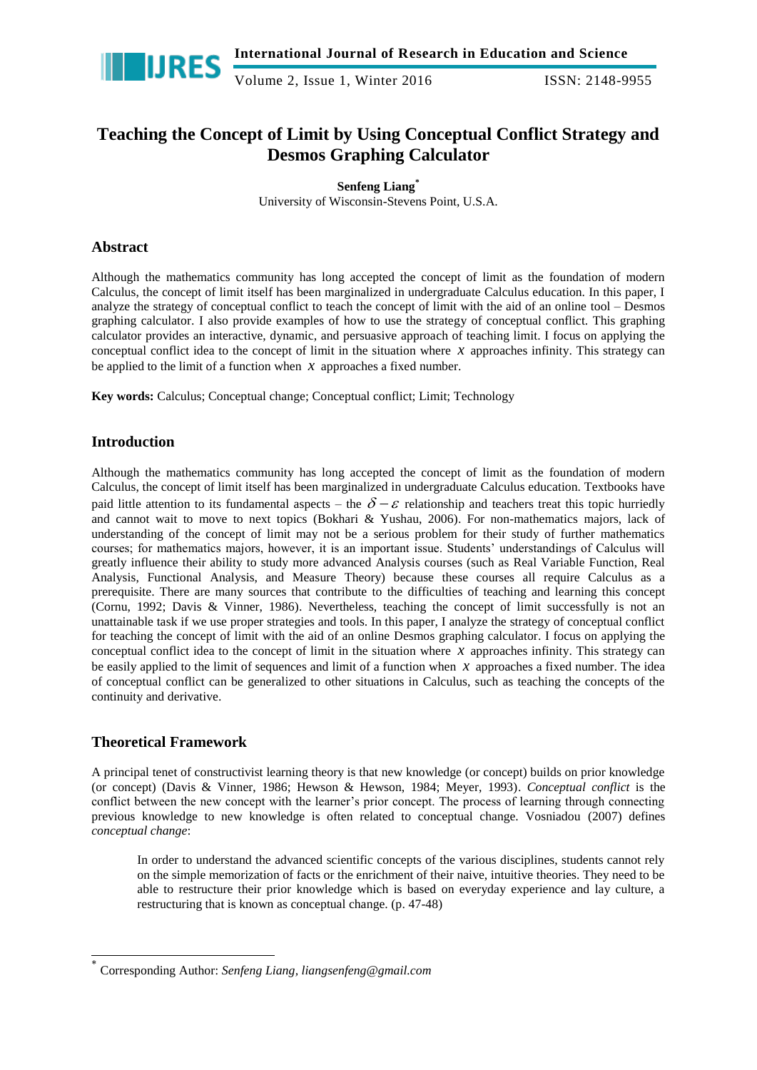# Teaching the Concept of Limit by Using Conceptual Conflict Strategy and Desmos Graphing Calculator

**Senfeng Liang***
University of Wisconsin-Stevens Point, U.S.A.

## Abstract

Although the mathematics community has long accepted the concept of limit as the foundation of modern Calculus, the concept of limit itself has been marginalized in undergraduate Calculus education. In this paper, I analyze the strategy of conceptual conflict to teach the concept of limit with the aid of an online tool – Desmos graphing calculator. I also provide examples of how to use the strategy of conceptual conflict. This graphing calculator provides an interactive, dynamic, and persuasive approach of teaching limit. I focus on applying the conceptual conflict idea to the concept of limit in the situation where $x$ approaches infinity. This strategy can be applied to the limit of a function when $x$ approaches a fixed number.

**Key words:** Calculus; Conceptual change; Conceptual conflict; Limit; Technology

## Introduction

Although the mathematics community has long accepted the concept of limit as the foundation of modern Calculus, the concept of limit itself has been marginalized in undergraduate Calculus education. Textbooks have paid little attention to its fundamental aspects – the $\delta - \varepsilon$ relationship and teachers treat this topic hurriedly and cannot wait to move to next topics (Bokhari & Yushau, 2006). For non-mathematics majors, lack of understanding of the concept of limit may not be a serious problem for their study of further mathematics courses; for mathematics majors, however, it is an important issue. Students' understandings of Calculus will greatly influence their ability to study more advanced Analysis courses (such as Real Variable Function, Real Analysis, Functional Analysis, and Measure Theory) because these courses all require Calculus as a prerequisite. There are many sources that contribute to the difficulties of teaching and learning this concept (Cornu, 1992; Davis & Vinner, 1986). Nevertheless, teaching the concept of limit successfully is not an unattainable task if we use proper strategies and tools. In this paper, I analyze the strategy of conceptual conflict for teaching the concept of limit with the aid of an online Desmos graphing calculator. I focus on applying the conceptual conflict idea to the concept of limit in the situation where $x$ approaches infinity. This strategy can be easily applied to the limit of sequences and limit of a function when $x$ approaches a fixed number. The idea of conceptual conflict can be generalized to other situations in Calculus, such as teaching the concepts of the continuity and derivative.

## Theoretical Framework

A principal tenet of constructivist learning theory is that new knowledge (or concept) builds on prior knowledge (or concept) (Davis & Vinner, 1986; Hewson & Hewson, 1984; Meyer, 1993). *Conceptual conflict* is the conflict between the new concept with the learner's prior concept. The process of learning through connecting previous knowledge to new knowledge is often related to conceptual change. Vosniadou (2007) defines *conceptual change*:

> In order to understand the advanced scientific concepts of the various disciplines, students cannot rely on the simple memorization of facts or the enrichment of their naive, intuitive theories. They need to be able to restructure their prior knowledge which is based on everyday experience and lay culture, a restructuring that is known as conceptual change. (p. 47-48)

---

* Corresponding Author: *Senfeng Liang, liangsenfeng@gmail.com*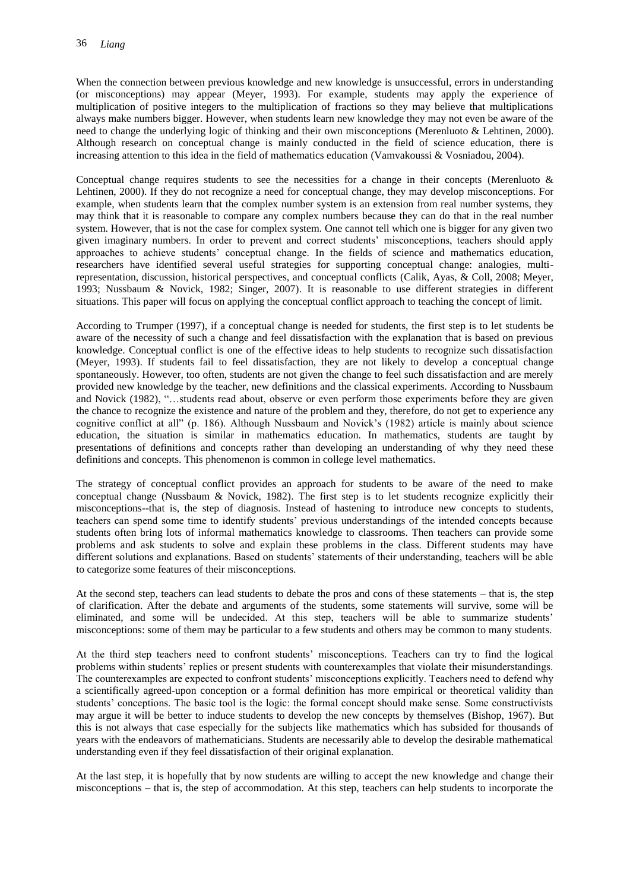When the connection between previous knowledge and new knowledge is unsuccessful, errors in understanding (or misconceptions) may appear (Meyer, 1993). For example, students may apply the experience of multiplication of positive integers to the multiplication of fractions so they may believe that multiplications always make numbers bigger. However, when students learn new knowledge they may not even be aware of the need to change the underlying logic of thinking and their own misconceptions (Merenluoto & Lehtinen, 2000). Although research on conceptual change is mainly conducted in the field of science education, there is increasing attention to this idea in the field of mathematics education (Vamvakoussi & Vosniadou, 2004).

Conceptual change requires students to see the necessities for a change in their concepts (Merenluoto & Lehtinen, 2000). If they do not recognize a need for conceptual change, they may develop misconceptions. For example, when students learn that the complex number system is an extension from real number systems, they may think that it is reasonable to compare any complex numbers because they can do that in the real number system. However, that is not the case for complex system. One cannot tell which one is bigger for any given two given imaginary numbers. In order to prevent and correct students' misconceptions, teachers should apply approaches to achieve students' conceptual change. In the fields of science and mathematics education, researchers have identified several useful strategies for supporting conceptual change: analogies, multi-representation, discussion, historical perspectives, and conceptual conflicts (Calik, Ayas, & Coll, 2008; Meyer, 1993; Nussbaum & Novick, 1982; Singer, 2007). It is reasonable to use different strategies in different situations. This paper will focus on applying the conceptual conflict approach to teaching the concept of limit.

According to Trumper (1997), if a conceptual change is needed for students, the first step is to let students be aware of the necessity of such a change and feel dissatisfaction with the explanation that is based on previous knowledge. Conceptual conflict is one of the effective ideas to help students to recognize such dissatisfaction (Meyer, 1993). If students fail to feel dissatisfaction, they are not likely to develop a conceptual change spontaneously. However, too often, students are not given the change to feel such dissatisfaction and are merely provided new knowledge by the teacher, new definitions and the classical experiments. According to Nussbaum and Novick (1982), "…students read about, observe or even perform those experiments before they are given the chance to recognize the existence and nature of the problem and they, therefore, do not get to experience any cognitive conflict at all" (p. 186). Although Nussbaum and Novick's (1982) article is mainly about science education, the situation is similar in mathematics education. In mathematics, students are taught by presentations of definitions and concepts rather than developing an understanding of why they need these definitions and concepts. This phenomenon is common in college level mathematics.

The strategy of conceptual conflict provides an approach for students to be aware of the need to make conceptual change (Nussbaum & Novick, 1982). The first step is to let students recognize explicitly their misconceptions--that is, the step of diagnosis. Instead of hastening to introduce new concepts to students, teachers can spend some time to identify students' previous understandings of the intended concepts because students often bring lots of informal mathematics knowledge to classrooms. Then teachers can provide some problems and ask students to solve and explain these problems in the class. Different students may have different solutions and explanations. Based on students' statements of their understanding, teachers will be able to categorize some features of their misconceptions.

At the second step, teachers can lead students to debate the pros and cons of these statements – that is, the step of clarification. After the debate and arguments of the students, some statements will survive, some will be eliminated, and some will be undecided. At this step, teachers will be able to summarize students' misconceptions: some of them may be particular to a few students and others may be common to many students.

At the third step teachers need to confront students' misconceptions. Teachers can try to find the logical problems within students' replies or present students with counterexamples that violate their misunderstandings. The counterexamples are expected to confront students' misconceptions explicitly. Teachers need to defend why a scientifically agreed-upon conception or a formal definition has more empirical or theoretical validity than students' conceptions. The basic tool is the logic: the formal concept should make sense. Some constructivists may argue it will be better to induce students to develop the new concepts by themselves (Bishop, 1967). But this is not always that case especially for the subjects like mathematics which has subsided for thousands of years with the endeavors of mathematicians. Students are necessarily able to develop the desirable mathematical understanding even if they feel dissatisfaction of their original explanation.

At the last step, it is hopefully that by now students are willing to accept the new knowledge and change their misconceptions – that is, the step of accommodation. At this step, teachers can help students to incorporate the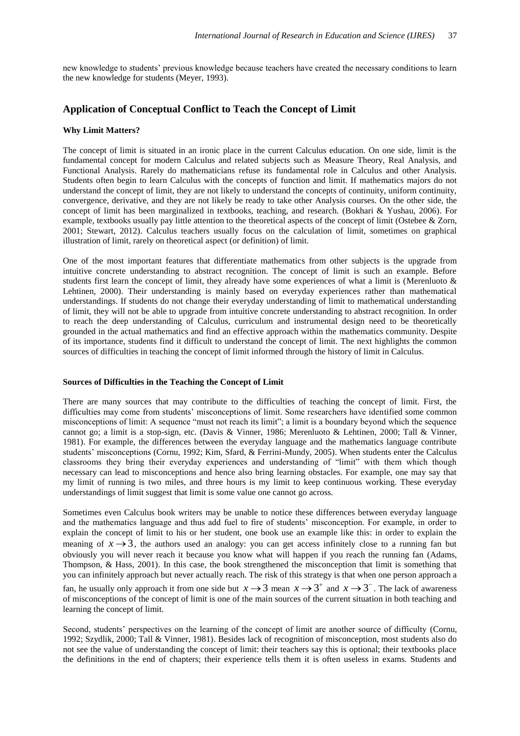new knowledge to students' previous knowledge because teachers have created the necessary conditions to learn the new knowledge for students (Meyer, 1993).

## Application of Conceptual Conflict to Teach the Concept of Limit

### Why Limit Matters?

The concept of limit is situated in an ironic place in the current Calculus education. On one side, limit is the fundamental concept for modern Calculus and related subjects such as Measure Theory, Real Analysis, and Functional Analysis. Rarely do mathematicians refuse its fundamental role in Calculus and other Analysis. Students often begin to learn Calculus with the concepts of function and limit. If mathematics majors do not understand the concept of limit, they are not likely to understand the concepts of continuity, uniform continuity, convergence, derivative, and they are not likely be ready to take other Analysis courses. On the other side, the concept of limit has been marginalized in textbooks, teaching, and research. (Bokhari & Yushau, 2006). For example, textbooks usually pay little attention to the theoretical aspects of the concept of limit (Ostebee & Zorn, 2001; Stewart, 2012). Calculus teachers usually focus on the calculation of limit, sometimes on graphical illustration of limit, rarely on theoretical aspect (or definition) of limit.

One of the most important features that differentiate mathematics from other subjects is the upgrade from intuitive concrete understanding to abstract recognition. The concept of limit is such an example. Before students first learn the concept of limit, they already have some experiences of what a limit is (Merenluoto & Lehtinen, 2000). Their understanding is mainly based on everyday experiences rather than mathematical understandings. If students do not change their everyday understanding of limit to mathematical understanding of limit, they will not be able to upgrade from intuitive concrete understanding to abstract recognition. In order to reach the deep understanding of Calculus, curriculum and instrumental design need to be theoretically grounded in the actual mathematics and find an effective approach within the mathematics community. Despite of its importance, students find it difficult to understand the concept of limit. The next highlights the common sources of difficulties in teaching the concept of limit informed through the history of limit in Calculus.

### Sources of Difficulties in the Teaching the Concept of Limit

There are many sources that may contribute to the difficulties of teaching the concept of limit. First, the difficulties may come from students' misconceptions of limit. Some researchers have identified some common misconceptions of limit: A sequence "must not reach its limit"; a limit is a boundary beyond which the sequence cannot go; a limit is a stop-sign, etc. (Davis & Vinner, 1986; Merenluoto & Lehtinen, 2000; Tall & Vinner, 1981). For example, the differences between the everyday language and the mathematics language contribute students' misconceptions (Cornu, 1992; Kim, Sfard, & Ferrini-Mundy, 2005). When students enter the Calculus classrooms they bring their everyday experiences and understanding of "limit" with them which though necessary can lead to misconceptions and hence also bring learning obstacles. For example, one may say that my limit of running is two miles, and three hours is my limit to keep continuous working. These everyday understandings of limit suggest that limit is some value one cannot go across.

Sometimes even Calculus book writers may be unable to notice these differences between everyday language and the mathematics language and thus add fuel to fire of students' misconception. For example, in order to explain the concept of limit to his or her student, one book use an example like this: in order to explain the meaning of $x \to 3$, the authors used an analogy: you can get access infinitely close to a running fan but obviously you will never reach it because you know what will happen if you reach the running fan (Adams, Thompson, & Hass, 2001). In this case, the book strengthened the misconception that limit is something that you can infinitely approach but never actually reach. The risk of this strategy is that when one person approach a fan, he usually only approach it from one side but $x \to 3$ mean $x \to 3^+$ and $x \to 3^-$. The lack of awareness of misconceptions of the concept of limit is one of the main sources of the current situation in both teaching and learning the concept of limit.

Second, students' perspectives on the learning of the concept of limit are another source of difficulty (Cornu, 1992; Szydlik, 2000; Tall & Vinner, 1981). Besides lack of recognition of misconception, most students also do not see the value of understanding the concept of limit: their teachers say this is optional; their textbooks place the definitions in the end of chapters; their experience tells them it is often useless in exams. Students and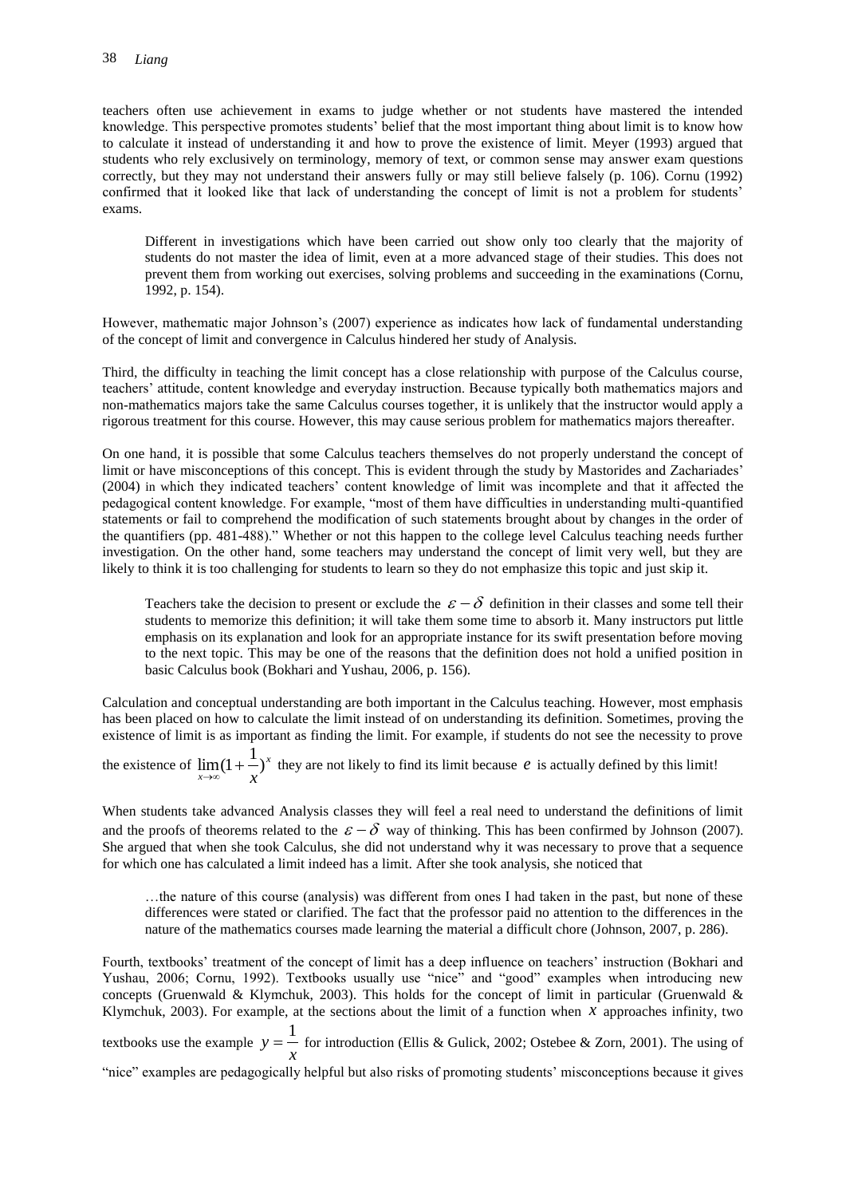teachers often use achievement in exams to judge whether or not students have mastered the intended knowledge. This perspective promotes students' belief that the most important thing about limit is to know how to calculate it instead of understanding it and how to prove the existence of limit. Meyer (1993) argued that students who rely exclusively on terminology, memory of text, or common sense may answer exam questions correctly, but they may not understand their answers fully or may still believe falsely (p. 106). Cornu (1992) confirmed that it looked like that lack of understanding the concept of limit is not a problem for students' exams.

> Different in investigations which have been carried out show only too clearly that the majority of students do not master the idea of limit, even at a more advanced stage of their studies. This does not prevent them from working out exercises, solving problems and succeeding in the examinations (Cornu, 1992, p. 154).

However, mathematic major Johnson's (2007) experience as indicates how lack of fundamental understanding of the concept of limit and convergence in Calculus hindered her study of Analysis.

Third, the difficulty in teaching the limit concept has a close relationship with purpose of the Calculus course, teachers' attitude, content knowledge and everyday instruction. Because typically both mathematics majors and non-mathematics majors take the same Calculus courses together, it is unlikely that the instructor would apply a rigorous treatment for this course. However, this may cause serious problem for mathematics majors thereafter.

On one hand, it is possible that some Calculus teachers themselves do not properly understand the concept of limit or have misconceptions of this concept. This is evident through the study by Mastorides and Zachariades' (2004) in which they indicated teachers' content knowledge of limit was incomplete and that it affected the pedagogical content knowledge. For example, "most of them have difficulties in understanding multi-quantified statements or fail to comprehend the modification of such statements brought about by changes in the order of the quantifiers (pp. 481-488)." Whether or not this happen to the college level Calculus teaching needs further investigation. On the other hand, some teachers may understand the concept of limit very well, but they are likely to think it is too challenging for students to learn so they do not emphasize this topic and just skip it.

> Teachers take the decision to present or exclude the $\varepsilon - \delta$ definition in their classes and some tell their students to memorize this definition; it will take them some time to absorb it. Many instructors put little emphasis on its explanation and look for an appropriate instance for its swift presentation before moving to the next topic. This may be one of the reasons that the definition does not hold a unified position in basic Calculus book (Bokhari and Yushau, 2006, p. 156).

Calculation and conceptual understanding are both important in the Calculus teaching. However, most emphasis has been placed on how to calculate the limit instead of on understanding its definition. Sometimes, proving the existence of limit is as important as finding the limit. For example, if students do not see the necessity to prove the existence of $\lim_{x \to \infty}(1 + \frac{1}{x})^x$ they are not likely to find its limit because $e$ is actually defined by this limit!

When students take advanced Analysis classes they will feel a real need to understand the definitions of limit and the proofs of theorems related to the $\varepsilon - \delta$ way of thinking. This has been confirmed by Johnson (2007). She argued that when she took Calculus, she did not understand why it was necessary to prove that a sequence for which one has calculated a limit indeed has a limit. After she took analysis, she noticed that

> …the nature of this course (analysis) was different from ones I had taken in the past, but none of these differences were stated or clarified. The fact that the professor paid no attention to the differences in the nature of the mathematics courses made learning the material a difficult chore (Johnson, 2007, p. 286).

Fourth, textbooks' treatment of the concept of limit has a deep influence on teachers' instruction (Bokhari and Yushau, 2006; Cornu, 1992). Textbooks usually use "nice" and "good" examples when introducing new concepts (Gruenwald & Klymchuk, 2003). This holds for the concept of limit in particular (Gruenwald & Klymchuk, 2003). For example, at the sections about the limit of a function when $x$ approaches infinity, two textbooks use the example $y = \frac{1}{x}$ for introduction (Ellis & Gulick, 2002; Ostebee & Zorn, 2001). The using of "nice" examples are pedagogically helpful but also risks of promoting students' misconceptions because it gives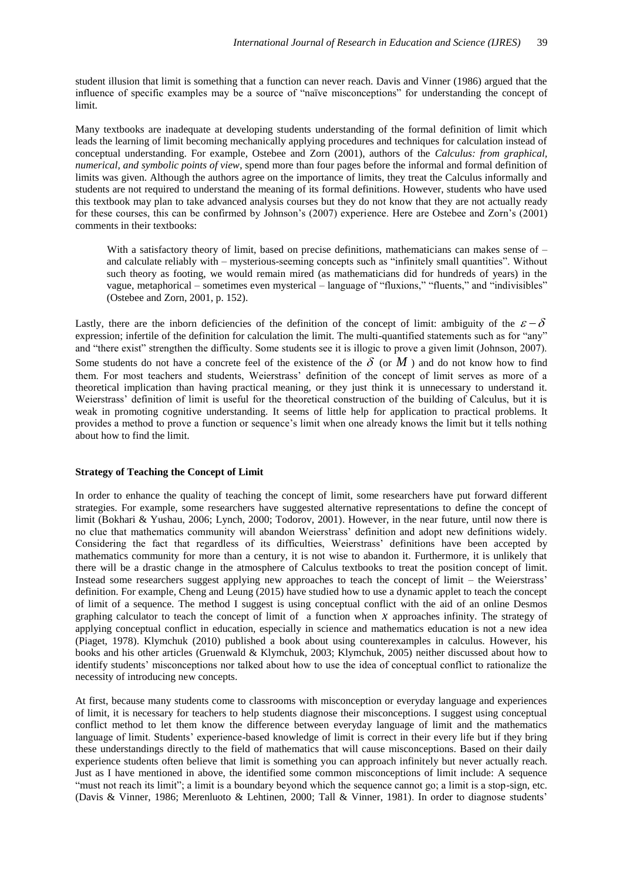student illusion that limit is something that a function can never reach. Davis and Vinner (1986) argued that the influence of specific examples may be a source of "naïve misconceptions" for understanding the concept of limit.

Many textbooks are inadequate at developing students understanding of the formal definition of limit which leads the learning of limit becoming mechanically applying procedures and techniques for calculation instead of conceptual understanding. For example, Ostebee and Zorn (2001), authors of the *Calculus: from graphical, numerical, and symbolic points of view*, spend more than four pages before the informal and formal definition of limits was given. Although the authors agree on the importance of limits, they treat the Calculus informally and students are not required to understand the meaning of its formal definitions. However, students who have used this textbook may plan to take advanced analysis courses but they do not know that they are not actually ready for these courses, this can be confirmed by Johnson's (2007) experience. Here are Ostebee and Zorn's (2001) comments in their textbooks:

> With a satisfactory theory of limit, based on precise definitions, mathematicians can makes sense of – and calculate reliably with – mysterious-seeming concepts such as "infinitely small quantities". Without such theory as footing, we would remain mired (as mathematicians did for hundreds of years) in the vague, metaphorical – sometimes even mysterical – language of "fluxions," "fluents," and "indivisibles" (Ostebee and Zorn, 2001, p. 152).

Lastly, there are the inborn deficiencies of the definition of the concept of limit: ambiguity of the $\varepsilon-\delta$ expression; infertile of the definition for calculation the limit. The multi-quantified statements such as for "any" and "there exist" strengthen the difficulty. Some students see it is illogic to prove a given limit (Johnson, 2007). Some students do not have a concrete feel of the existence of the $\delta$ (or $M$) and do not know how to find them. For most teachers and students, Weierstrass' definition of the concept of limit serves as more of a theoretical implication than having practical meaning, or they just think it is unnecessary to understand it. Weierstrass' definition of limit is useful for the theoretical construction of the building of Calculus, but it is weak in promoting cognitive understanding. It seems of little help for application to practical problems. It provides a method to prove a function or sequence's limit when one already knows the limit but it tells nothing about how to find the limit.

### Strategy of Teaching the Concept of Limit

In order to enhance the quality of teaching the concept of limit, some researchers have put forward different strategies. For example, some researchers have suggested alternative representations to define the concept of limit (Bokhari & Yushau, 2006; Lynch, 2000; Todorov, 2001). However, in the near future, until now there is no clue that mathematics community will abandon Weierstrass' definition and adopt new definitions widely. Considering the fact that regardless of its difficulties, Weierstrass' definitions have been accepted by mathematics community for more than a century, it is not wise to abandon it. Furthermore, it is unlikely that there will be a drastic change in the atmosphere of Calculus textbooks to treat the position concept of limit. Instead some researchers suggest applying new approaches to teach the concept of limit – the Weierstrass' definition. For example, Cheng and Leung (2015) have studied how to use a dynamic applet to teach the concept of limit of a sequence. The method I suggest is using conceptual conflict with the aid of an online Desmos graphing calculator to teach the concept of limit of a function when $x$ approaches infinity. The strategy of applying conceptual conflict in education, especially in science and mathematics education is not a new idea (Piaget, 1978). Klymchuk (2010) published a book about using counterexamples in calculus. However, his books and his other articles (Gruenwald & Klymchuk, 2003; Klymchuk, 2005) neither discussed about how to identify students' misconceptions nor talked about how to use the idea of conceptual conflict to rationalize the necessity of introducing new concepts.

At first, because many students come to classrooms with misconception or everyday language and experiences of limit, it is necessary for teachers to help students diagnose their misconceptions. I suggest using conceptual conflict method to let them know the difference between everyday language of limit and the mathematics language of limit. Students' experience-based knowledge of limit is correct in their every life but if they bring these understandings directly to the field of mathematics that will cause misconceptions. Based on their daily experience students often believe that limit is something you can approach infinitely but never actually reach. Just as I have mentioned in above, the identified some common misconceptions of limit include: A sequence "must not reach its limit"; a limit is a boundary beyond which the sequence cannot go; a limit is a stop-sign, etc. (Davis & Vinner, 1986; Merenluoto & Lehtinen, 2000; Tall & Vinner, 1981). In order to diagnose students'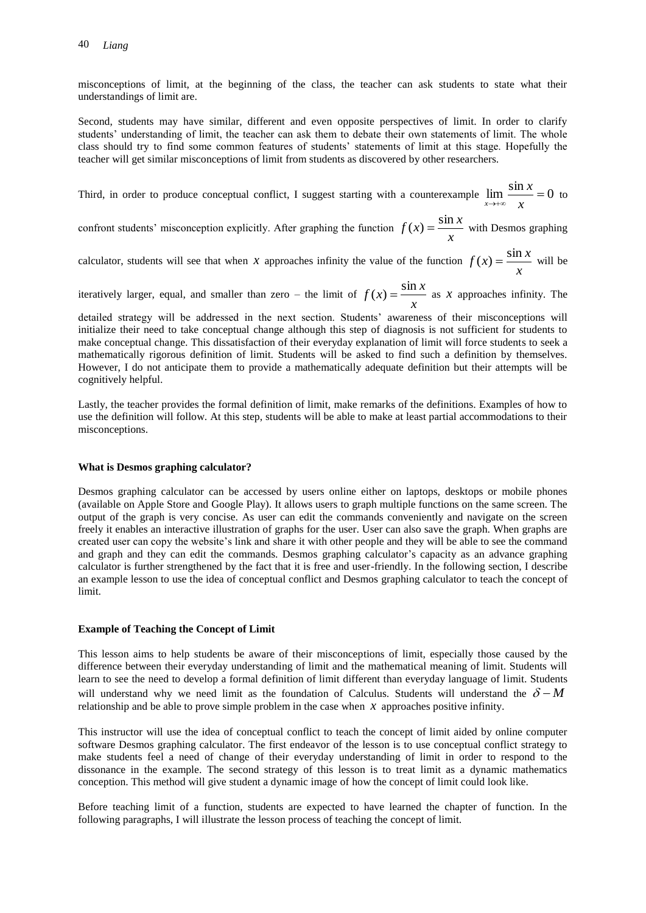misconceptions of limit, at the beginning of the class, the teacher can ask students to state what their understandings of limit are.

Second, students may have similar, different and even opposite perspectives of limit. In order to clarify students' understanding of limit, the teacher can ask them to debate their own statements of limit. The whole class should try to find some common features of students' statements of limit at this stage. Hopefully the teacher will get similar misconceptions of limit from students as discovered by other researchers.

Third, in order to produce conceptual conflict, I suggest starting with a counterexample $\lim_{x \to +\infty} \frac{\sin x}{x} = 0$ to confront students' misconception explicitly. After graphing the function $f(x) = \frac{\sin x}{x}$ with Desmos graphing calculator, students will see that when $x$ approaches infinity the value of the function $f(x) = \frac{\sin x}{x}$ will be iteratively larger, equal, and smaller than zero – the limit of $f(x) = \frac{\sin x}{x}$ as $x$ approaches infinity. The detailed strategy will be addressed in the next section. Students' awareness of their misconceptions will initialize their need to take conceptual change although this step of diagnosis is not sufficient for students to make conceptual change. This dissatisfaction of their everyday explanation of limit will force students to seek a mathematically rigorous definition of limit. Students will be asked to find such a definition by themselves. However, I do not anticipate them to provide a mathematically adequate definition but their attempts will be cognitively helpful.

Lastly, the teacher provides the formal definition of limit, make remarks of the definitions. Examples of how to use the definition will follow. At this step, students will be able to make at least partial accommodations to their misconceptions.

**What is Desmos graphing calculator?**

Desmos graphing calculator can be accessed by users online either on laptops, desktops or mobile phones (available on Apple Store and Google Play). It allows users to graph multiple functions on the same screen. The output of the graph is very concise. As user can edit the commands conveniently and navigate on the screen freely it enables an interactive illustration of graphs for the user. User can also save the graph. When graphs are created user can copy the website's link and share it with other people and they will be able to see the command and graph and they can edit the commands. Desmos graphing calculator's capacity as an advance graphing calculator is further strengthened by the fact that it is free and user-friendly. In the following section, I describe an example lesson to use the idea of conceptual conflict and Desmos graphing calculator to teach the concept of limit.

**Example of Teaching the Concept of Limit**

This lesson aims to help students be aware of their misconceptions of limit, especially those caused by the difference between their everyday understanding of limit and the mathematical meaning of limit. Students will learn to see the need to develop a formal definition of limit different than everyday language of limit. Students will understand why we need limit as the foundation of Calculus. Students will understand the $\delta - M$ relationship and be able to prove simple problem in the case when $x$ approaches positive infinity.

This instructor will use the idea of conceptual conflict to teach the concept of limit aided by online computer software Desmos graphing calculator. The first endeavor of the lesson is to use conceptual conflict strategy to make students feel a need of change of their everyday understanding of limit in order to respond to the dissonance in the example. The second strategy of this lesson is to treat limit as a dynamic mathematics conception. This method will give student a dynamic image of how the concept of limit could look like.

Before teaching limit of a function, students are expected to have learned the chapter of function. In the following paragraphs, I will illustrate the lesson process of teaching the concept of limit.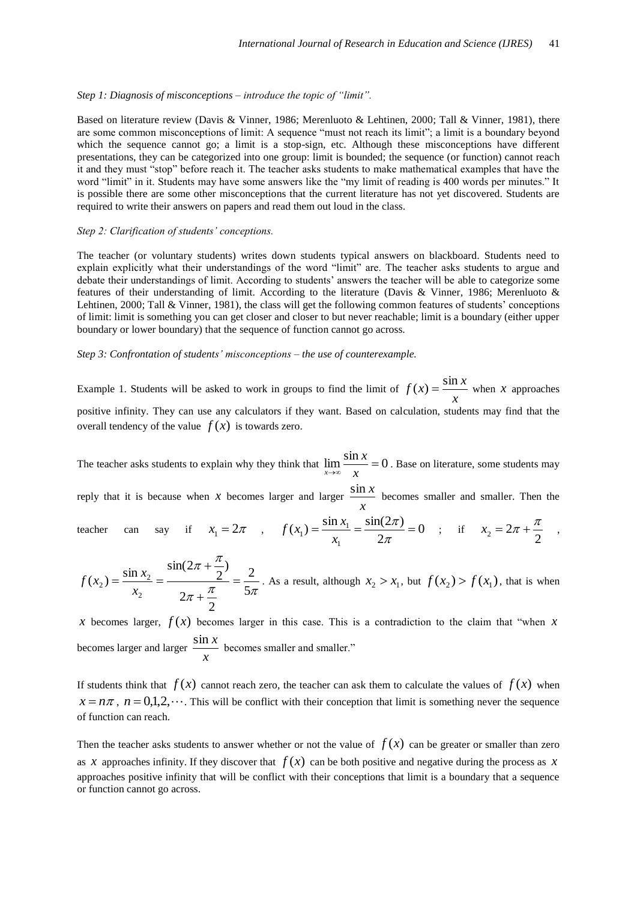*Step 1: Diagnosis of misconceptions – introduce the topic of "limit".*

Based on literature review (Davis & Vinner, 1986; Merenluoto & Lehtinen, 2000; Tall & Vinner, 1981), there are some common misconceptions of limit: A sequence "must not reach its limit"; a limit is a boundary beyond which the sequence cannot go; a limit is a stop-sign, etc. Although these misconceptions have different presentations, they can be categorized into one group: limit is bounded; the sequence (or function) cannot reach it and they must "stop" before reach it. The teacher asks students to make mathematical examples that have the word "limit" in it. Students may have some answers like the "my limit of reading is 400 words per minutes." It is possible there are some other misconceptions that the current literature has not yet discovered. Students are required to write their answers on papers and read them out loud in the class.

*Step 2: Clarification of students' conceptions.*

The teacher (or voluntary students) writes down students typical answers on blackboard. Students need to explain explicitly what their understandings of the word "limit" are. The teacher asks students to argue and debate their understandings of limit. According to students' answers the teacher will be able to categorize some features of their understanding of limit. According to the literature (Davis & Vinner, 1986; Merenluoto & Lehtinen, 2000; Tall & Vinner, 1981), the class will get the following common features of students' conceptions of limit: limit is something you can get closer and closer to but never reachable; limit is a boundary (either upper boundary or lower boundary) that the sequence of function cannot go across.

*Step 3: Confrontation of students' misconceptions – the use of counterexample.*

Example 1. Students will be asked to work in groups to find the limit of $f(x) = \frac{\sin x}{x}$ when $x$ approaches positive infinity. They can use any calculators if they want. Based on calculation, students may find that the overall tendency of the value $f(x)$ is towards zero.

The teacher asks students to explain why they think that $\lim_{x \to \infty} \frac{\sin x}{x} = 0$. Base on literature, some students may reply that it is because when $x$ becomes larger and larger $\frac{\sin x}{x}$ becomes smaller and smaller. Then the teacher can say if $x_1 = 2\pi$, $f(x_1) = \frac{\sin x_1}{x_1} = \frac{\sin(2\pi)}{2\pi} = 0$; if $x_2 = 2\pi + \frac{\pi}{2}$, $f(x_2) = \frac{\sin x_2}{x_2} = \frac{\sin(2\pi + \frac{\pi}{2})}{2\pi + \frac{\pi}{2}} = \frac{2}{5\pi}$. As a result, although $x_2 > x_1$, but $f(x_2) > f(x_1)$, that is when $x$ becomes larger, $f(x)$ becomes larger in this case. This is a contradiction to the claim that "when $x$ becomes larger and larger $\frac{\sin x}{x}$ becomes smaller and smaller."

If students think that $f(x)$ cannot reach zero, the teacher can ask them to calculate the values of $f(x)$ when $x = n\pi$, $n = 0,1,2,\cdots$. This will be conflict with their conception that limit is something never the sequence of function can reach.

Then the teacher asks students to answer whether or not the value of $f(x)$ can be greater or smaller than zero as $x$ approaches infinity. If they discover that $f(x)$ can be both positive and negative during the process as $x$ approaches positive infinity that will be conflict with their conceptions that limit is a boundary that a sequence or function cannot go across.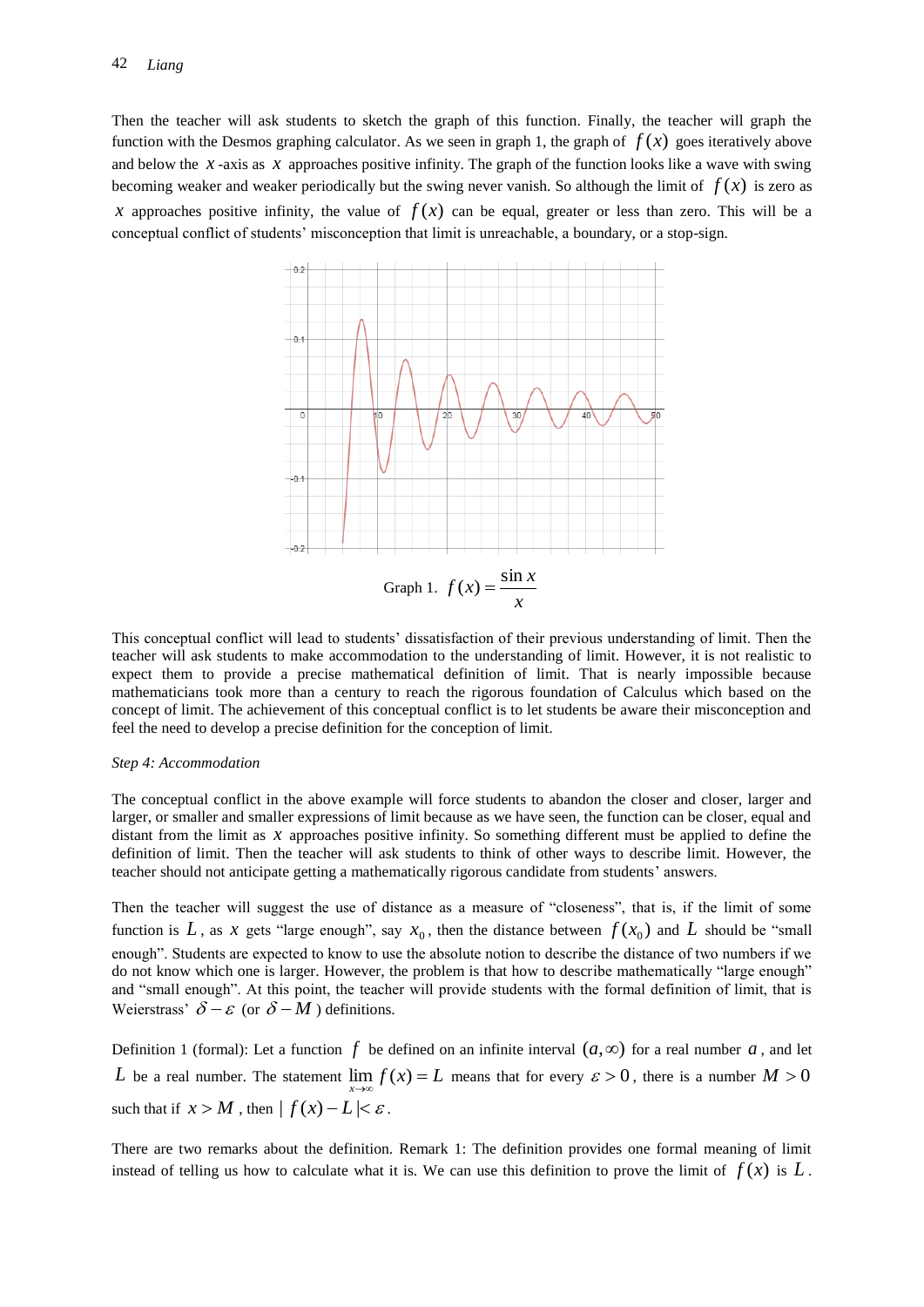Then the teacher will ask students to sketch the graph of this function. Finally, the teacher will graph the function with the Desmos graphing calculator. As we seen in graph 1, the graph of $f(x)$ goes iteratively above and below the $x$-axis as $x$ approaches positive infinity. The graph of the function looks like a wave with swing becoming weaker and weaker periodically but the swing never vanish. So although the limit of $f(x)$ is zero as $x$ approaches positive infinity, the value of $f(x)$ can be equal, greater or less than zero. This will be a conceptual conflict of students' misconception that limit is unreachable, a boundary, or a stop-sign.

Graph 1. $f(x) = \dfrac{\sin x}{x}$

This conceptual conflict will lead to students' dissatisfaction of their previous understanding of limit. Then the teacher will ask students to make accommodation to the understanding of limit. However, it is not realistic to expect them to provide a precise mathematical definition of limit. That is nearly impossible because mathematicians took more than a century to reach the rigorous foundation of Calculus which based on the concept of limit. The achievement of this conceptual conflict is to let students be aware their misconception and feel the need to develop a precise definition for the conception of limit.

*Step 4: Accommodation*

The conceptual conflict in the above example will force students to abandon the closer and closer, larger and larger, or smaller and smaller expressions of limit because as we have seen, the function can be closer, equal and distant from the limit as $x$ approaches positive infinity. So something different must be applied to define the definition of limit. Then the teacher will ask students to think of other ways to describe limit. However, the teacher should not anticipate getting a mathematically rigorous candidate from students' answers.

Then the teacher will suggest the use of distance as a measure of "closeness", that is, if the limit of some function is $L$, as $x$ gets "large enough", say $x_0$, then the distance between $f(x_0)$ and $L$ should be "small enough". Students are expected to know to use the absolute notion to describe the distance of two numbers if we do not know which one is larger. However, the problem is that how to describe mathematically "large enough" and "small enough". At this point, the teacher will provide students with the formal definition of limit, that is Weierstrass' $\delta - \varepsilon$ (or $\delta - M$) definitions.

Definition 1 (formal): Let a function $f$ be defined on an infinite interval $(a, \infty)$ for a real number $a$, and let $L$ be a real number. The statement $\lim_{x\to\infty} f(x) = L$ means that for every $\varepsilon > 0$, there is a number $M > 0$ such that if $x > M$, then $|f(x) - L| < \varepsilon$.

There are two remarks about the definition. Remark 1: The definition provides one formal meaning of limit instead of telling us how to calculate what it is. We can use this definition to prove the limit of $f(x)$ is $L$.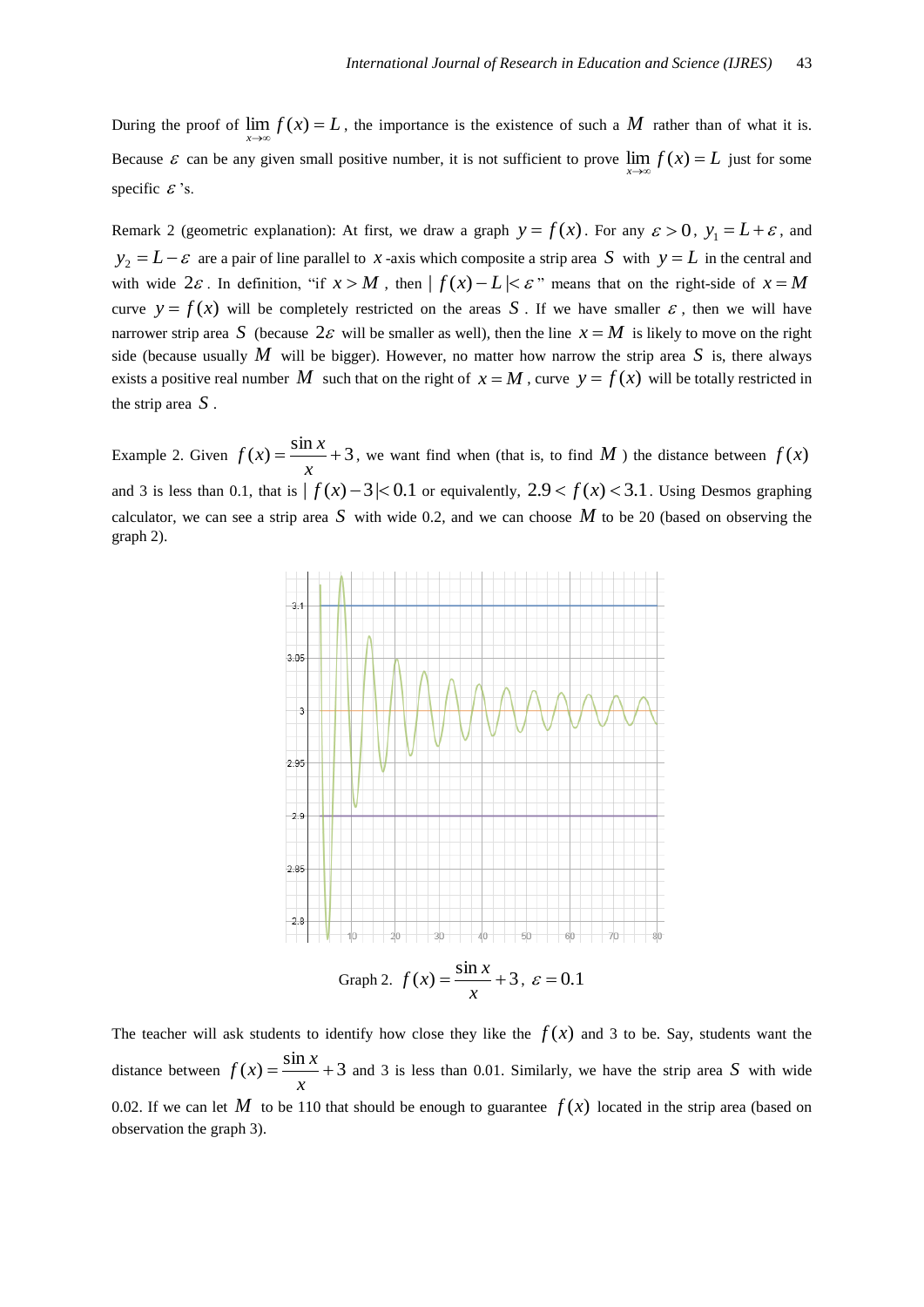During the proof of $\lim_{x\to\infty} f(x) = L$, the importance is the existence of such a $M$ rather than of what it is. Because $\varepsilon$ can be any given small positive number, it is not sufficient to prove $\lim_{x\to\infty} f(x) = L$ just for some specific $\varepsilon$'s.

Remark 2 (geometric explanation): At first, we draw a graph $y = f(x)$. For any $\varepsilon > 0$, $y_1 = L + \varepsilon$, and $y_2 = L - \varepsilon$ are a pair of line parallel to $x$-axis which composite a strip area $S$ with $y = L$ in the central and with wide $2\varepsilon$. In definition, "if $x > M$, then $|f(x) - L| < \varepsilon$" means that on the right-side of $x = M$ curve $y = f(x)$ will be completely restricted on the areas $S$. If we have smaller $\varepsilon$, then we will have narrower strip area $S$ (because $2\varepsilon$ will be smaller as well), then the line $x = M$ is likely to move on the right side (because usually $M$ will be bigger). However, no matter how narrow the strip area $S$ is, there always exists a positive real number $M$ such that on the right of $x = M$, curve $y = f(x)$ will be totally restricted in the strip area $S$.

Example 2. Given $f(x) = \dfrac{\sin x}{x} + 3$, we want find when (that is, to find $M$) the distance between $f(x)$ and 3 is less than 0.1, that is $|f(x) - 3| < 0.1$ or equivalently, $2.9 < f(x) < 3.1$. Using Desmos graphing calculator, we can see a strip area $S$ with wide 0.2, and we can choose $M$ to be 20 (based on observing the graph 2).

Graph 2. $f(x) = \dfrac{\sin x}{x} + 3$, $\varepsilon = 0.1$

The teacher will ask students to identify how close they like the $f(x)$ and 3 to be. Say, students want the distance between $f(x) = \dfrac{\sin x}{x} + 3$ and 3 is less than 0.01. Similarly, we have the strip area $S$ with wide 0.02. If we can let $M$ to be 110 that should be enough to guarantee $f(x)$ located in the strip area (based on observation the graph 3).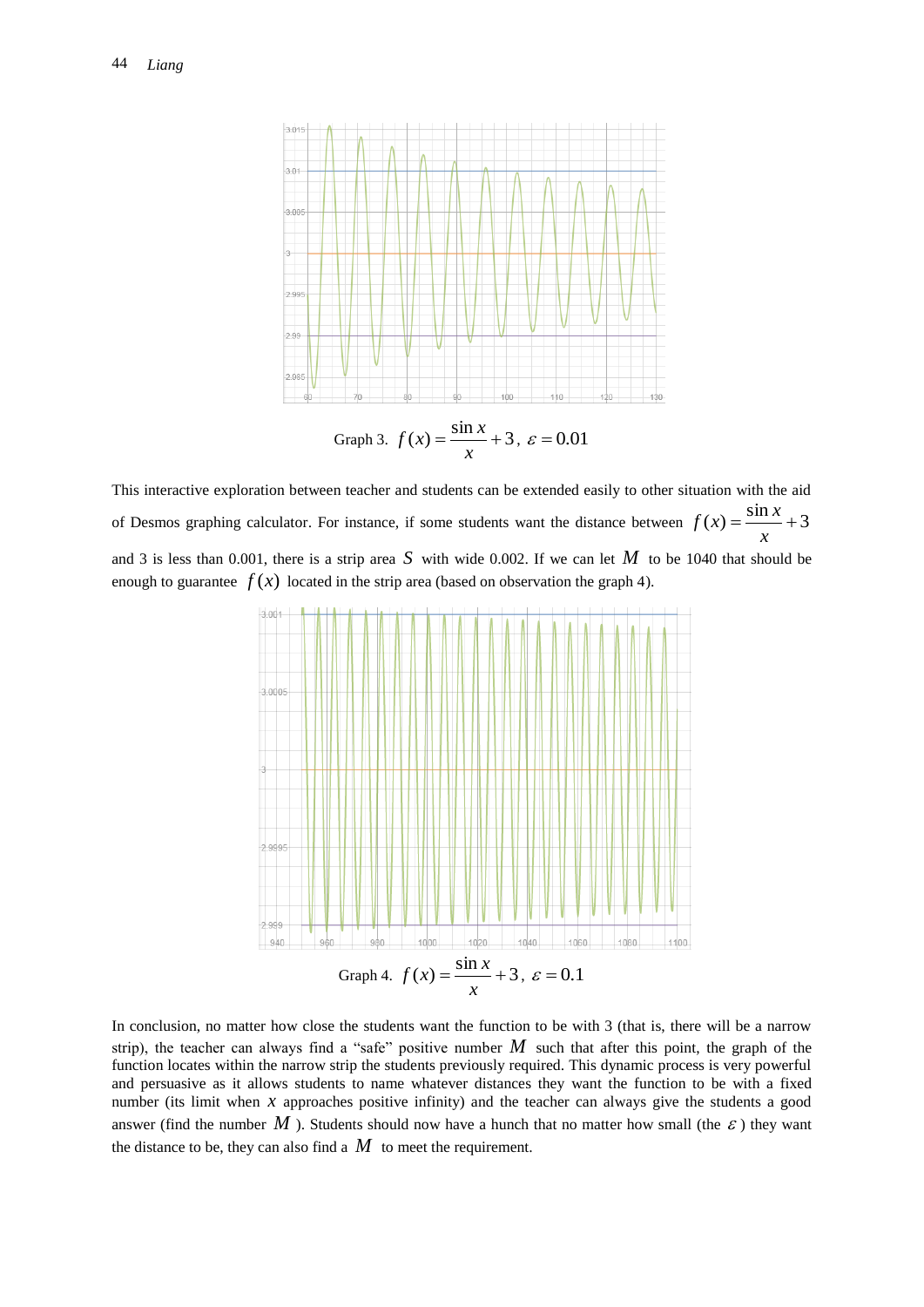Graph 3. $f(x) = \dfrac{\sin x}{x} + 3$, $\varepsilon = 0.01$

This interactive exploration between teacher and students can be extended easily to other situation with the aid of Desmos graphing calculator. For instance, if some students want the distance between $f(x) = \dfrac{\sin x}{x} + 3$ and 3 is less than 0.001, there is a strip area $S$ with wide 0.002. If we can let $M$ to be 1040 that should be enough to guarantee $f(x)$ located in the strip area (based on observation the graph 4).

Graph 4. $f(x) = \dfrac{\sin x}{x} + 3$, $\varepsilon = 0.1$

In conclusion, no matter how close the students want the function to be with 3 (that is, there will be a narrow strip), the teacher can always find a "safe" positive number $M$ such that after this point, the graph of the function locates within the narrow strip the students previously required. This dynamic process is very powerful and persuasive as it allows students to name whatever distances they want the function to be with a fixed number (its limit when $x$ approaches positive infinity) and the teacher can always give the students a good answer (find the number $M$). Students should now have a hunch that no matter how small (the $\varepsilon$) they want the distance to be, they can also find a $M$ to meet the requirement.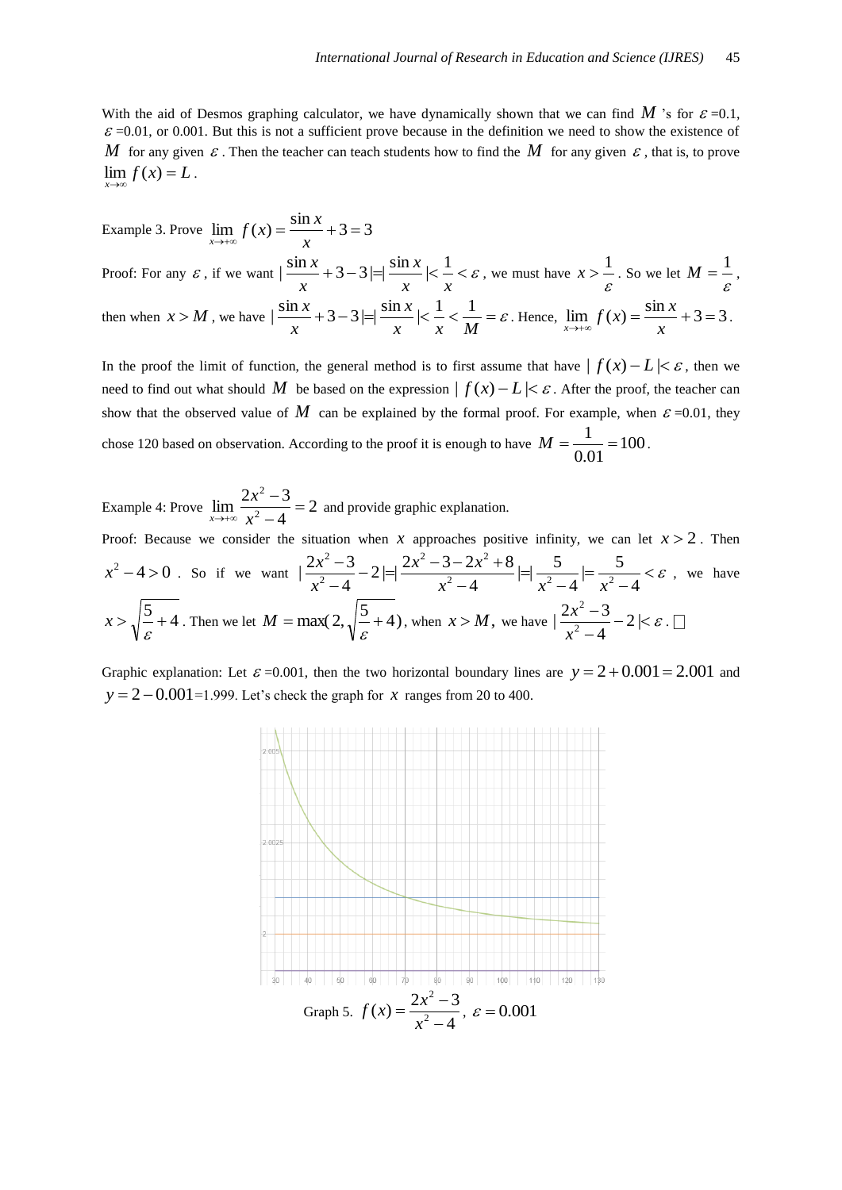With the aid of Desmos graphing calculator, we have dynamically shown that we can find $M$ 's for $\varepsilon$ =0.1, $\varepsilon$ =0.01, or 0.001. But this is not a sufficient prove because in the definition we need to show the existence of $M$ for any given $\varepsilon$ . Then the teacher can teach students how to find the $M$ for any given $\varepsilon$ , that is, to prove $\lim_{x\to\infty} f(x) = L$ .

Example 3. Prove $\lim_{x\to+\infty} f(x) = \frac{\sin x}{x} + 3 = 3$

Proof: For any $\varepsilon$ , if we want $|\frac{\sin x}{x} + 3 - 3| = |\frac{\sin x}{x}| < \frac{1}{x} < \varepsilon$ , we must have $x > \frac{1}{\varepsilon}$ . So we let $M = \frac{1}{\varepsilon}$ , then when $x > M$ , we have $|\frac{\sin x}{x} + 3 - 3| = |\frac{\sin x}{x}| < \frac{1}{x} < \frac{1}{M} = \varepsilon$ . Hence, $\lim_{x\to+\infty} f(x) = \frac{\sin x}{x} + 3 = 3$ .

In the proof the limit of function, the general method is to first assume that have $|f(x) - L| < \varepsilon$ , then we need to find out what should $M$ be based on the expression $|f(x) - L| < \varepsilon$ . After the proof, the teacher can show that the observed value of $M$ can be explained by the formal proof. For example, when $\varepsilon$ =0.01, they chose 120 based on observation. According to the proof it is enough to have $M = \frac{1}{0.01} = 100$ .

Example 4: Prove $\lim_{x\to+\infty} \frac{2x^2 - 3}{x^2 - 4} = 2$ and provide graphic explanation.

Proof: Because we consider the situation when $x$ approaches positive infinity, we can let $x > 2$ . Then $x^2 - 4 > 0$ . So if we want $|\frac{2x^2 - 3}{x^2 - 4} - 2| = |\frac{2x^2 - 3 - 2x^2 + 8}{x^2 - 4}| = |\frac{5}{x^2 - 4}| = \frac{5}{x^2 - 4} < \varepsilon$ , we have $x > \sqrt{\frac{5}{\varepsilon} + 4}$ . Then we let $M = \max(2, \sqrt{\frac{5}{\varepsilon} + 4})$ , when $x > M$ , we have $|\frac{2x^2 - 3}{x^2 - 4} - 2| < \varepsilon$ . □

Graphic explanation: Let $\varepsilon$ =0.001, then the two horizontal boundary lines are $y = 2 + 0.001 = 2.001$ and $y = 2 - 0.001$=1.999. Let's check the graph for $x$ ranges from 20 to 400.

Graph 5. $f(x) = \frac{2x^2 - 3}{x^2 - 4}$ , $\varepsilon = 0.001$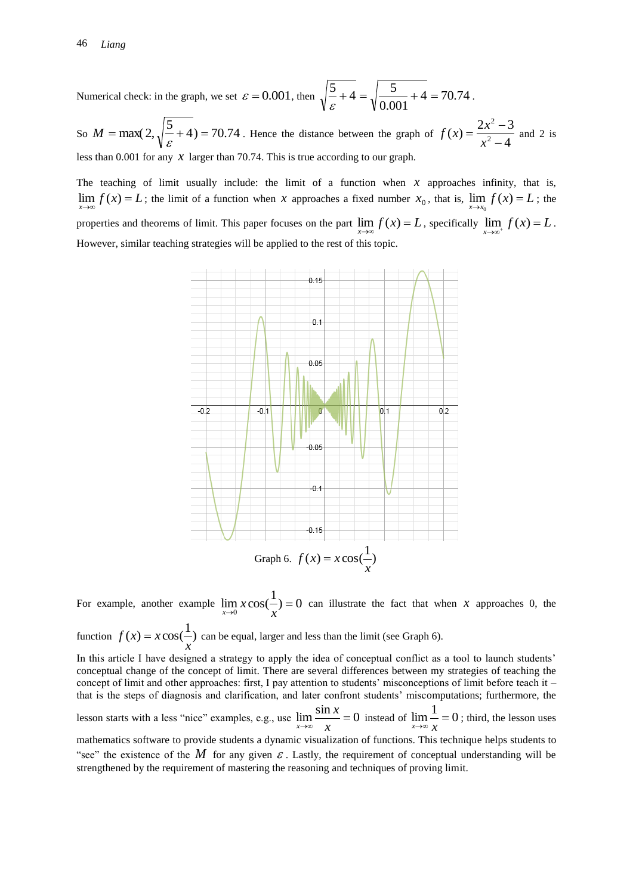Numerical check: in the graph, we set $\varepsilon = 0.001$, then $\sqrt{\frac{5}{\varepsilon}+4} = \sqrt{\frac{5}{0.001}+4} = 70.74$.

So $M = \max(2, \sqrt{\frac{5}{\varepsilon}+4}) = 70.74$. Hence the distance between the graph of $f(x) = \frac{2x^2-3}{x^2-4}$ and 2 is less than 0.001 for any $x$ larger than 70.74. This is true according to our graph.

The teaching of limit usually include: the limit of a function when $x$ approaches infinity, that is, $\lim_{x\to\infty} f(x) = L$; the limit of a function when $x$ approaches a fixed number $x_0$, that is, $\lim_{x\to x_0} f(x) = L$; the properties and theorems of limit. This paper focuses on the part $\lim_{x\to\infty} f(x) = L$, specifically $\lim_{x\to\infty^+} f(x) = L$. However, similar teaching strategies will be applied to the rest of this topic.

Graph 6. $f(x) = x\cos(\frac{1}{x})$

For example, another example $\lim_{x\to 0} x\cos(\frac{1}{x}) = 0$ can illustrate the fact that when $x$ approaches 0, the function $f(x) = x\cos(\frac{1}{x})$ can be equal, larger and less than the limit (see Graph 6).

In this article I have designed a strategy to apply the idea of conceptual conflict as a tool to launch students' conceptual change of the concept of limit. There are several differences between my strategies of teaching the concept of limit and other approaches: first, I pay attention to students' misconceptions of limit before teach it – that is the steps of diagnosis and clarification, and later confront students' miscomputations; furthermore, the lesson starts with a less "nice" examples, e.g., use $\lim_{x\to\infty} \frac{\sin x}{x} = 0$ instead of $\lim_{x\to\infty} \frac{1}{x} = 0$; third, the lesson uses mathematics software to provide students a dynamic visualization of functions. This technique helps students to "see" the existence of the $M$ for any given $\varepsilon$. Lastly, the requirement of conceptual understanding will be strengthened by the requirement of mastering the reasoning and techniques of proving limit.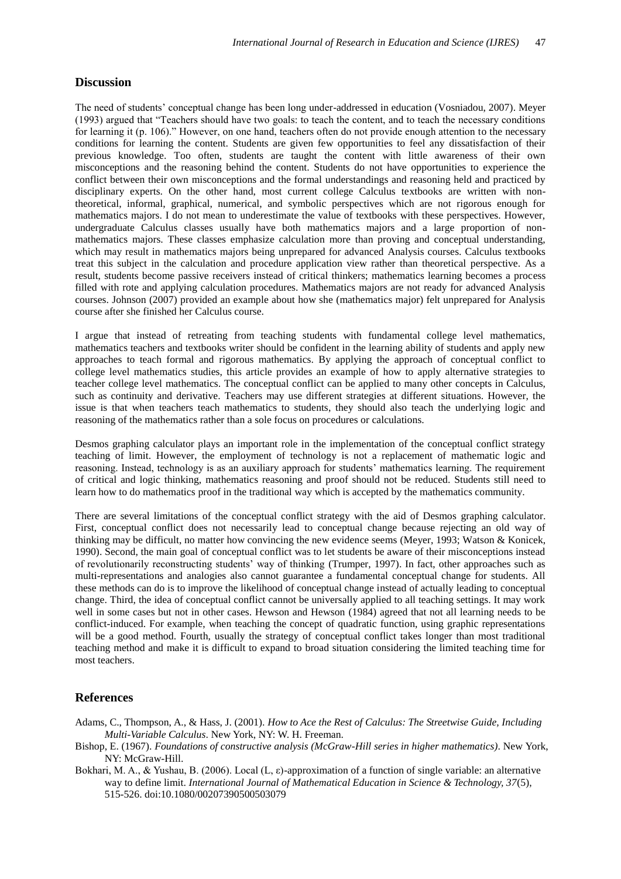## Discussion

The need of students' conceptual change has been long under-addressed in education (Vosniadou, 2007). Meyer (1993) argued that "Teachers should have two goals: to teach the content, and to teach the necessary conditions for learning it (p. 106)." However, on one hand, teachers often do not provide enough attention to the necessary conditions for learning the content. Students are given few opportunities to feel any dissatisfaction of their previous knowledge. Too often, students are taught the content with little awareness of their own misconceptions and the reasoning behind the content. Students do not have opportunities to experience the conflict between their own misconceptions and the formal understandings and reasoning held and practiced by disciplinary experts. On the other hand, most current college Calculus textbooks are written with non-theoretical, informal, graphical, numerical, and symbolic perspectives which are not rigorous enough for mathematics majors. I do not mean to underestimate the value of textbooks with these perspectives. However, undergraduate Calculus classes usually have both mathematics majors and a large proportion of non-mathematics majors. These classes emphasize calculation more than proving and conceptual understanding, which may result in mathematics majors being unprepared for advanced Analysis courses. Calculus textbooks treat this subject in the calculation and procedure application view rather than theoretical perspective. As a result, students become passive receivers instead of critical thinkers; mathematics learning becomes a process filled with rote and applying calculation procedures. Mathematics majors are not ready for advanced Analysis courses. Johnson (2007) provided an example about how she (mathematics major) felt unprepared for Analysis course after she finished her Calculus course.

I argue that instead of retreating from teaching students with fundamental college level mathematics, mathematics teachers and textbooks writer should be confident in the learning ability of students and apply new approaches to teach formal and rigorous mathematics. By applying the approach of conceptual conflict to college level mathematics studies, this article provides an example of how to apply alternative strategies to teacher college level mathematics. The conceptual conflict can be applied to many other concepts in Calculus, such as continuity and derivative. Teachers may use different strategies at different situations. However, the issue is that when teachers teach mathematics to students, they should also teach the underlying logic and reasoning of the mathematics rather than a sole focus on procedures or calculations.

Desmos graphing calculator plays an important role in the implementation of the conceptual conflict strategy teaching of limit. However, the employment of technology is not a replacement of mathematic logic and reasoning. Instead, technology is as an auxiliary approach for students' mathematics learning. The requirement of critical and logic thinking, mathematics reasoning and proof should not be reduced. Students still need to learn how to do mathematics proof in the traditional way which is accepted by the mathematics community.

There are several limitations of the conceptual conflict strategy with the aid of Desmos graphing calculator. First, conceptual conflict does not necessarily lead to conceptual change because rejecting an old way of thinking may be difficult, no matter how convincing the new evidence seems (Meyer, 1993; Watson & Konicek, 1990). Second, the main goal of conceptual conflict was to let students be aware of their misconceptions instead of revolutionarily reconstructing students' way of thinking (Trumper, 1997). In fact, other approaches such as multi-representations and analogies also cannot guarantee a fundamental conceptual change for students. All these methods can do is to improve the likelihood of conceptual change instead of actually leading to conceptual change. Third, the idea of conceptual conflict cannot be universally applied to all teaching settings. It may work well in some cases but not in other cases. Hewson and Hewson (1984) agreed that not all learning needs to be conflict-induced. For example, when teaching the concept of quadratic function, using graphic representations will be a good method. Fourth, usually the strategy of conceptual conflict takes longer than most traditional teaching method and make it is difficult to expand to broad situation considering the limited teaching time for most teachers.

## References

Adams, C., Thompson, A., & Hass, J. (2001). *How to Ace the Rest of Calculus: The Streetwise Guide, Including Multi-Variable Calculus*. New York, NY: W. H. Freeman.

Bishop, E. (1967). *Foundations of constructive analysis (McGraw-Hill series in higher mathematics)*. New York, NY: McGraw-Hill.

Bokhari, M. A., & Yushau, B. (2006). Local (L, ε)-approximation of a function of single variable: an alternative way to define limit. *International Journal of Mathematical Education in Science & Technology, 37*(5), 515-526. doi:10.1080/00207390500503079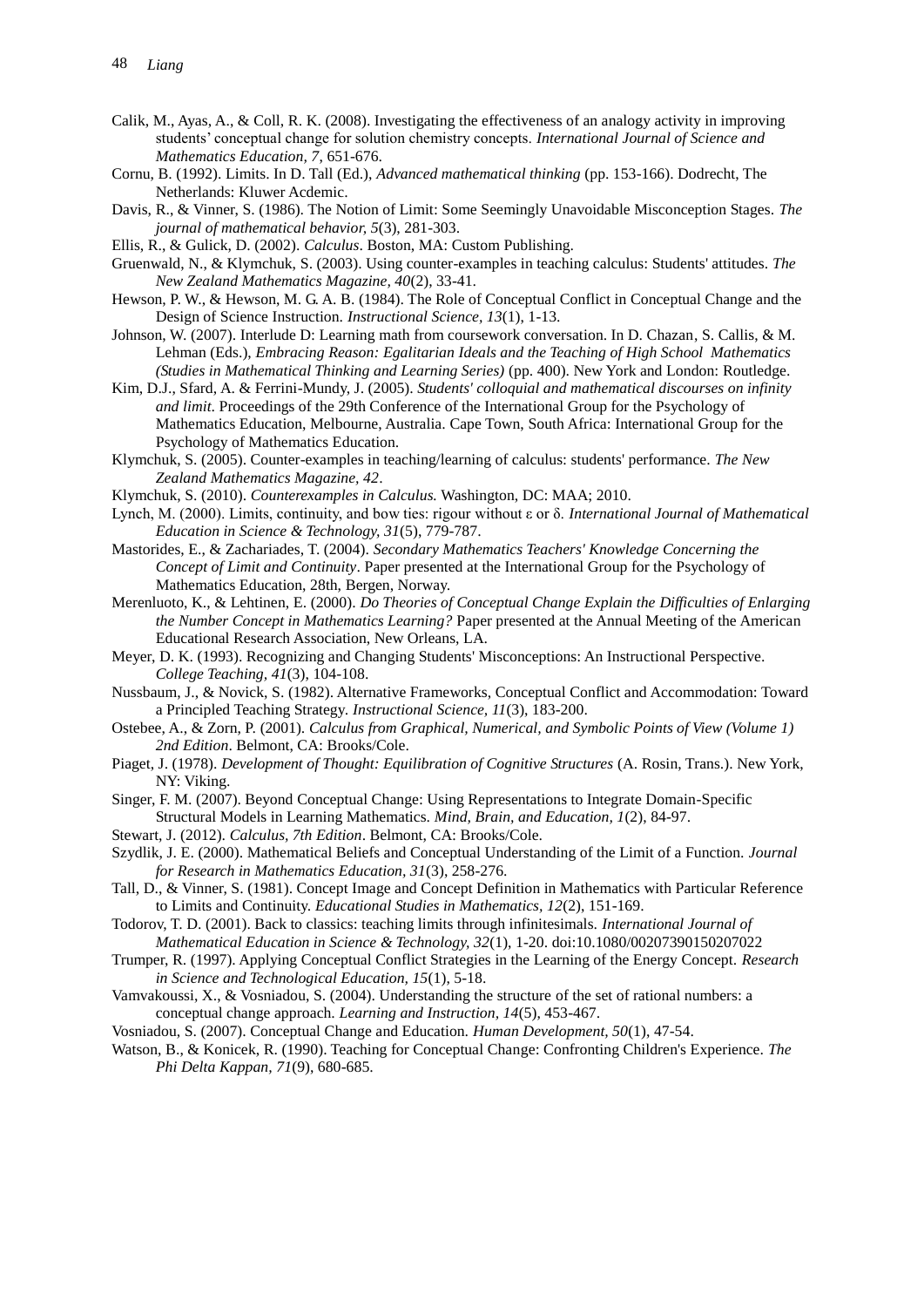Calik, M., Ayas, A., & Coll, R. K. (2008). Investigating the effectiveness of an analogy activity in improving students' conceptual change for solution chemistry concepts. *International Journal of Science and Mathematics Education, 7*, 651-676.

Cornu, B. (1992). Limits. In D. Tall (Ed.), *Advanced mathematical thinking* (pp. 153-166). Dodrecht, The Netherlands: Kluwer Acdemic.

Davis, R., & Vinner, S. (1986). The Notion of Limit: Some Seemingly Unavoidable Misconception Stages. *The journal of mathematical behavior, 5*(3), 281-303.

Ellis, R., & Gulick, D. (2002). *Calculus*. Boston, MA: Custom Publishing.

Gruenwald, N., & Klymchuk, S. (2003). Using counter-examples in teaching calculus: Students' attitudes. *The New Zealand Mathematics Magazine, 40*(2), 33-41.

Hewson, P. W., & Hewson, M. G. A. B. (1984). The Role of Conceptual Conflict in Conceptual Change and the Design of Science Instruction. *Instructional Science, 13*(1), 1-13.

Johnson, W. (2007). Interlude D: Learning math from coursework conversation. In D. Chazan, S. Callis, & M. Lehman (Eds.), *Embracing Reason: Egalitarian Ideals and the Teaching of High School Mathematics (Studies in Mathematical Thinking and Learning Series)* (pp. 400). New York and London: Routledge.

Kim, D.J., Sfard, A. & Ferrini-Mundy, J. (2005). *Students' colloquial and mathematical discourses on infinity and limit.* Proceedings of the 29th Conference of the International Group for the Psychology of Mathematics Education, Melbourne, Australia. Cape Town, South Africa: International Group for the Psychology of Mathematics Education.

Klymchuk, S. (2005). Counter-examples in teaching/learning of calculus: students' performance. *The New Zealand Mathematics Magazine, 42*.

Klymchuk, S. (2010). *Counterexamples in Calculus.* Washington, DC: MAA; 2010.

Lynch, M. (2000). Limits, continuity, and bow ties: rigour without ε or δ. *International Journal of Mathematical Education in Science & Technology, 31*(5), 779-787.

Mastorides, E., & Zachariades, T. (2004). *Secondary Mathematics Teachers' Knowledge Concerning the Concept of Limit and Continuity*. Paper presented at the International Group for the Psychology of Mathematics Education, 28th, Bergen, Norway.

Merenluoto, K., & Lehtinen, E. (2000). *Do Theories of Conceptual Change Explain the Difficulties of Enlarging the Number Concept in Mathematics Learning?* Paper presented at the Annual Meeting of the American Educational Research Association, New Orleans, LA.

Meyer, D. K. (1993). Recognizing and Changing Students' Misconceptions: An Instructional Perspective. *College Teaching, 41*(3), 104-108.

Nussbaum, J., & Novick, S. (1982). Alternative Frameworks, Conceptual Conflict and Accommodation: Toward a Principled Teaching Strategy. *Instructional Science, 11*(3), 183-200.

Ostebee, A., & Zorn, P. (2001). *Calculus from Graphical, Numerical, and Symbolic Points of View (Volume 1) 2nd Edition*. Belmont, CA: Brooks/Cole.

Piaget, J. (1978). *Development of Thought: Equilibration of Cognitive Structures* (A. Rosin, Trans.). New York, NY: Viking.

Singer, F. M. (2007). Beyond Conceptual Change: Using Representations to Integrate Domain-Specific Structural Models in Learning Mathematics. *Mind, Brain, and Education, 1*(2), 84-97.

Stewart, J. (2012). *Calculus, 7th Edition*. Belmont, CA: Brooks/Cole.

Szydlik, J. E. (2000). Mathematical Beliefs and Conceptual Understanding of the Limit of a Function. *Journal for Research in Mathematics Education, 31*(3), 258-276.

Tall, D., & Vinner, S. (1981). Concept Image and Concept Definition in Mathematics with Particular Reference to Limits and Continuity. *Educational Studies in Mathematics, 12*(2), 151-169.

Todorov, T. D. (2001). Back to classics: teaching limits through infinitesimals. *International Journal of Mathematical Education in Science & Technology, 32*(1), 1-20. doi:10.1080/00207390150207022

Trumper, R. (1997). Applying Conceptual Conflict Strategies in the Learning of the Energy Concept. *Research in Science and Technological Education, 15*(1), 5-18.

Vamvakoussi, X., & Vosniadou, S. (2004). Understanding the structure of the set of rational numbers: a conceptual change approach. *Learning and Instruction, 14*(5), 453-467.

Vosniadou, S. (2007). Conceptual Change and Education. *Human Development, 50*(1), 47-54.

Watson, B., & Konicek, R. (1990). Teaching for Conceptual Change: Confronting Children's Experience. *The Phi Delta Kappan, 71*(9), 680-685.